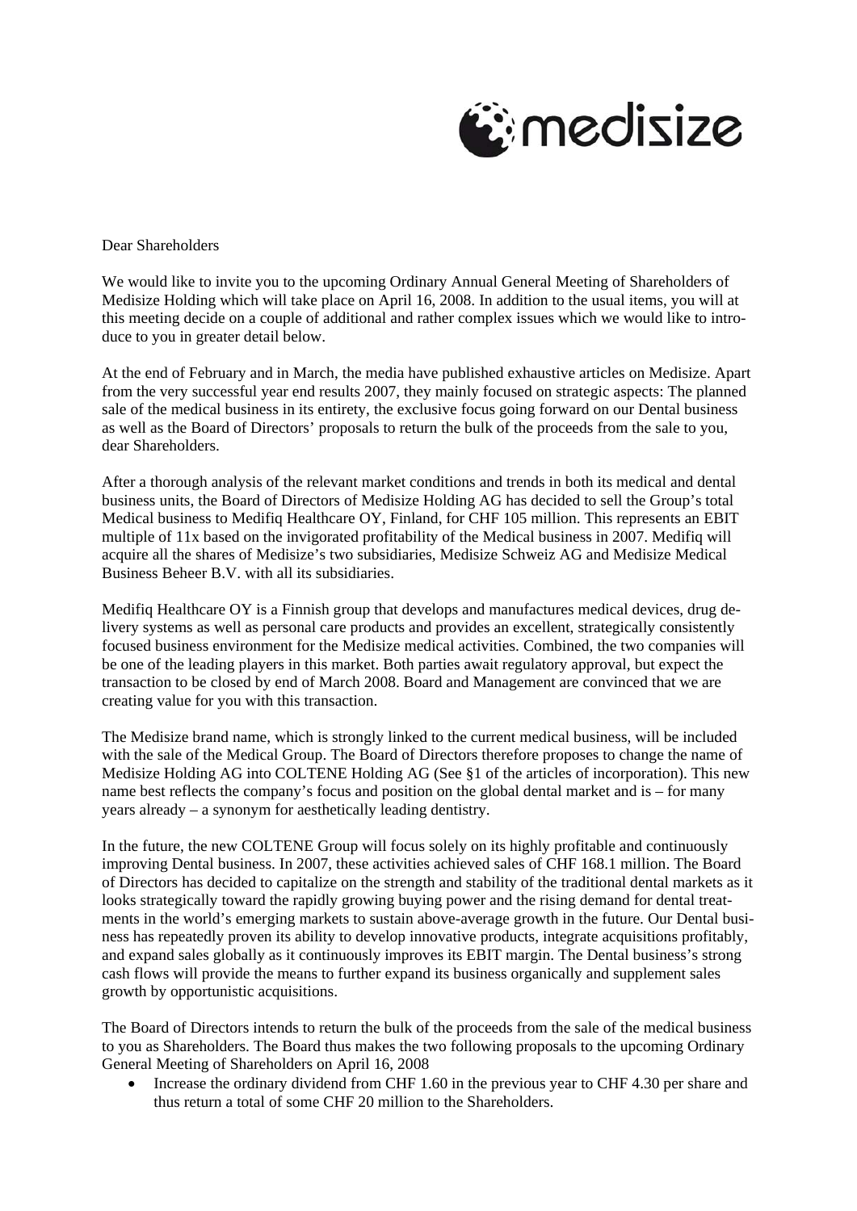Dear Shareholders

We would like to invite you to the upcoming Ordinary Annual General Meeting of Shareholders of Medisize Holding which will take place on April 16, 2008. In addition to the usual items, you will at this meeting decide on a couple of additional and rather complex issues which we would like to introduce to you in greater detail below.

At the end of February and in March, the media have published exhaustive articles on Medisize. Apart from the very successful year end results 2007, they mainly focused on strategic aspects: The planned sale of the medical business in its entirety, the exclusive focus going forward on our Dental business as well as the Board of Directors' proposals to return the bulk of the proceeds from the sale to you, dear Shareholders.

After a thorough analysis of the relevant market conditions and trends in both its medical and dental business units, the Board of Directors of Medisize Holding AG has decided to sell the Group's total Medical business to Medifiq Healthcare OY, Finland, for CHF 105 million. This represents an EBIT multiple of 11x based on the invigorated profitability of the Medical business in 2007. Medifiq will acquire all the shares of Medisize's two subsidiaries, Medisize Schweiz AG and Medisize Medical Business Beheer B.V. with all its subsidiaries.

Medifiq Healthcare OY is a Finnish group that develops and manufactures medical devices, drug delivery systems as well as personal care products and provides an excellent, strategically consistently focused business environment for the Medisize medical activities. Combined, the two companies will be one of the leading players in this market. Both parties await regulatory approval, but expect the transaction to be closed by end of March 2008. Board and Management are convinced that we are creating value for you with this transaction.

The Medisize brand name, which is strongly linked to the current medical business, will be included with the sale of the Medical Group. The Board of Directors therefore proposes to change the name of Medisize Holding AG into COLTENE Holding AG (See §1 of the articles of incorporation). This new name best reflects the company's focus and position on the global dental market and is – for many years already – a synonym for aesthetically leading dentistry.

In the future, the new COLTENE Group will focus solely on its highly profitable and continuously improving Dental business. In 2007, these activities achieved sales of CHF 168.1 million. The Board of Directors has decided to capitalize on the strength and stability of the traditional dental markets as it looks strategically toward the rapidly growing buying power and the rising demand for dental treatments in the world's emerging markets to sustain above-average growth in the future. Our Dental business has repeatedly proven its ability to develop innovative products, integrate acquisitions profitably, and expand sales globally as it continuously improves its EBIT margin. The Dental business's strong cash flows will provide the means to further expand its business organically and supplement sales growth by opportunistic acquisitions.

The Board of Directors intends to return the bulk of the proceeds from the sale of the medical business to you as Shareholders. The Board thus makes the two following proposals to the upcoming Ordinary General Meeting of Shareholders on April 16, 2008

- Increase the ordinary dividend from CHF 1.60 in the previous year to CHF 4.30 per share and thus return a total of some CHF 20 million to the Shareholders.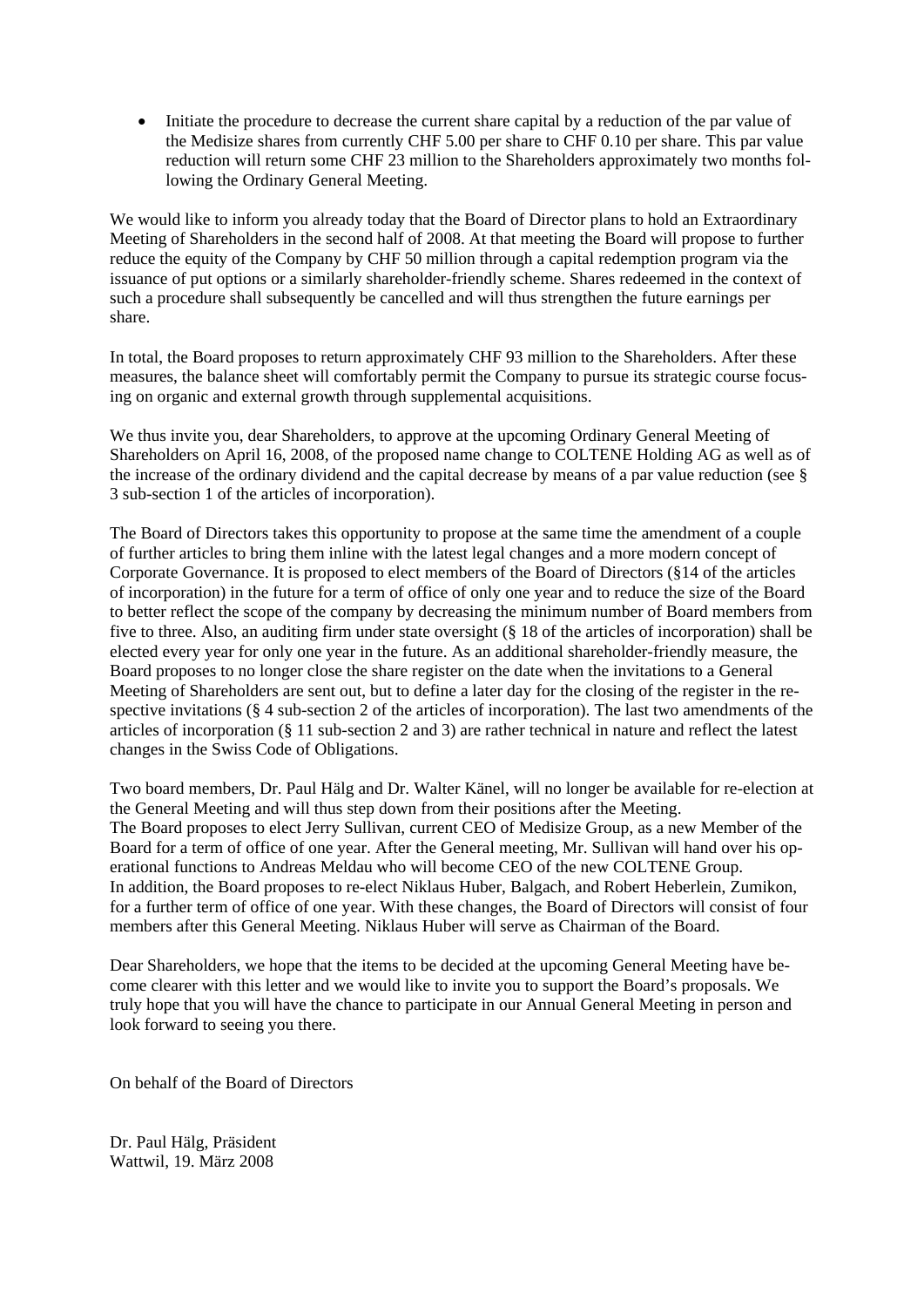- Initiate the procedure to decrease the current share capital by a reduction of the par value of the Medisize shares from currently CHF 5.00 per share to CHF 0.10 per share. This par value reduction will return some CHF 23 million to the Shareholders approximately two months following the Ordinary General Meeting.

We would like to inform you already today that the Board of Director plans to hold an Extraordinary Meeting of Shareholders in the second half of 2008. At that meeting the Board will propose to further reduce the equity of the Company by CHF 50 million through a capital redemption program via the issuance of put options or a similarly shareholder-friendly scheme. Shares redeemed in the context of such a procedure shall subsequently be cancelled and will thus strengthen the future earnings per share.

In total, the Board proposes to return approximately CHF 93 million to the Shareholders. After these measures, the balance sheet will comfortably permit the Company to pursue its strategic course focusing on organic and external growth through supplemental acquisitions.

We thus invite you, dear Shareholders, to approve at the upcoming Ordinary General Meeting of Shareholders on April 16, 2008, of the proposed name change to COLTENE Holding AG as well as of the increase of the ordinary dividend and the capital decrease by means of a par value reduction (see § 3 sub-section 1 of the articles of incorporation).

The Board of Directors takes this opportunity to propose at the same time the amendment of a couple of further articles to bring them inline with the latest legal changes and a more modern concept of Corporate Governance. It is proposed to elect members of the Board of Directors (§14 of the articles of incorporation) in the future for a term of office of only one year and to reduce the size of the Board to better reflect the scope of the company by decreasing the minimum number of Board members from five to three. Also, an auditing firm under state oversight (§ 18 of the articles of incorporation) shall be elected every year for only one year in the future. As an additional shareholder-friendly measure, the Board proposes to no longer close the share register on the date when the invitations to a General Meeting of Shareholders are sent out, but to define a later day for the closing of the register in the respective invitations (§ 4 sub-section 2 of the articles of incorporation). The last two amendments of the articles of incorporation (§ 11 sub-section 2 and 3) are rather technical in nature and reflect the latest changes in the Swiss Code of Obligations.

Two board members, Dr. Paul Hälg and Dr. Walter Känel, will no longer be available for re-election at the General Meeting and will thus step down from their positions after the Meeting.
The Board proposes to elect Jerry Sullivan, current CEO of Medisize Group, as a new Member of the Board for a term of office of one year. After the General meeting, Mr. Sullivan will hand over his operational functions to Andreas Meldau who will become CEO of the new COLTENE Group.
In addition, the Board proposes to re-elect Niklaus Huber, Balgach, and Robert Heberlein, Zumikon, for a further term of office of one year. With these changes, the Board of Directors will consist of four members after this General Meeting. Niklaus Huber will serve as Chairman of the Board.

Dear Shareholders, we hope that the items to be decided at the upcoming General Meeting have become clearer with this letter and we would like to invite you to support the Board's proposals. We truly hope that you will have the chance to participate in our Annual General Meeting in person and look forward to seeing you there.

On behalf of the Board of Directors

Dr. Paul Hälg, Präsident
Wattwil, 19. März 2008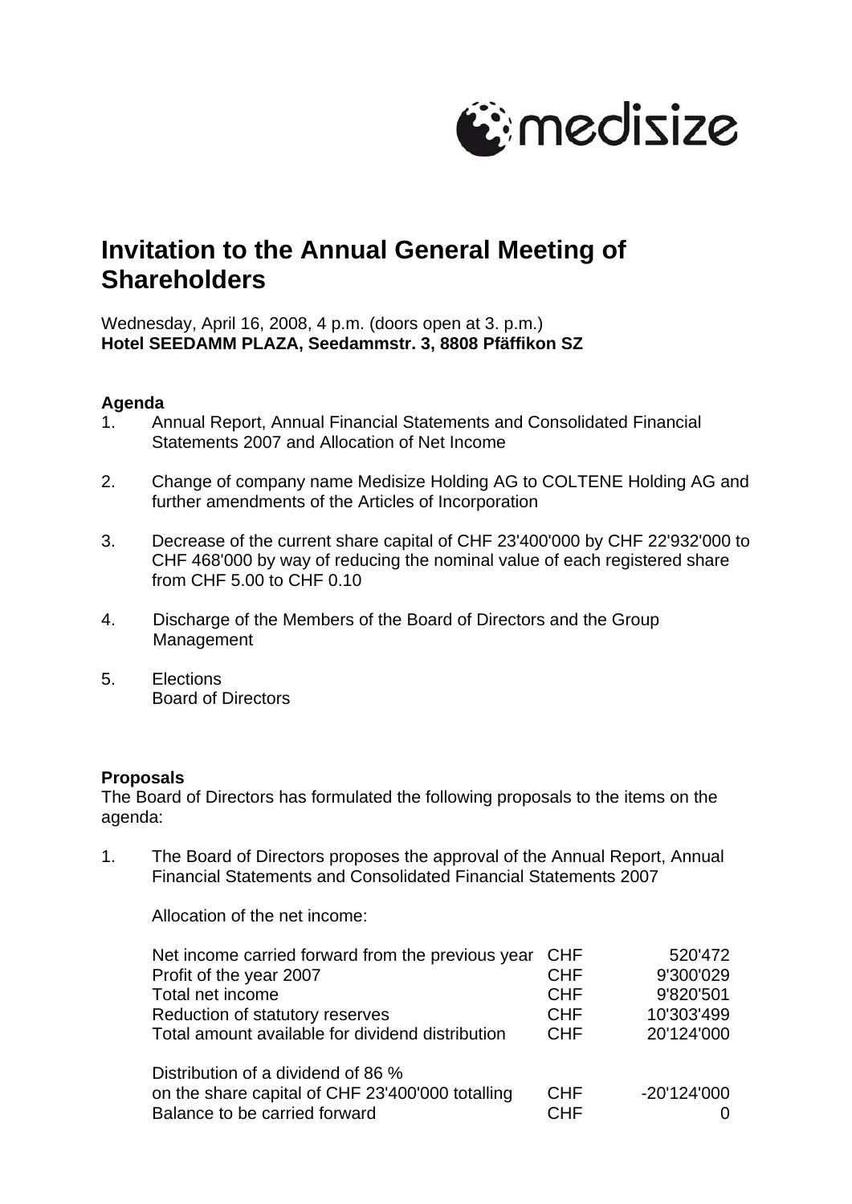# Invitation to the Annual General Meeting of Shareholders

Wednesday, April 16, 2008, 4 p.m. (doors open at 3. p.m.)
**Hotel SEEDAMM PLAZA, Seedammstr. 3, 8808 Pfäffikon SZ**

**Agenda**

1. Annual Report, Annual Financial Statements and Consolidated Financial Statements 2007 and Allocation of Net Income

2. Change of company name Medisize Holding AG to COLTENE Holding AG and further amendments of the Articles of Incorporation

3. Decrease of the current share capital of CHF 23'400'000 by CHF 22'932'000 to CHF 468'000 by way of reducing the nominal value of each registered share from CHF 5.00 to CHF 0.10

4. Discharge of the Members of the Board of Directors and the Group Management

5. Elections
   Board of Directors

**Proposals**

The Board of Directors has formulated the following proposals to the items on the agenda:

1. The Board of Directors proposes the approval of the Annual Report, Annual Financial Statements and Consolidated Financial Statements 2007

   Allocation of the net income:

| | | |
|---|---|---|
| Net income carried forward from the previous year | CHF | 520'472 |
| Profit of the year 2007 | CHF | 9'300'029 |
| Total net income | CHF | 9'820'501 |
| Reduction of statutory reserves | CHF | 10'303'499 |
| Total amount available for dividend distribution | CHF | 20'124'000 |
| | | |
| Distribution of a dividend of 86 % | | |
| on the share capital of CHF 23'400'000 totalling | CHF | -20'124'000 |
| Balance to be carried forward | CHF | 0 |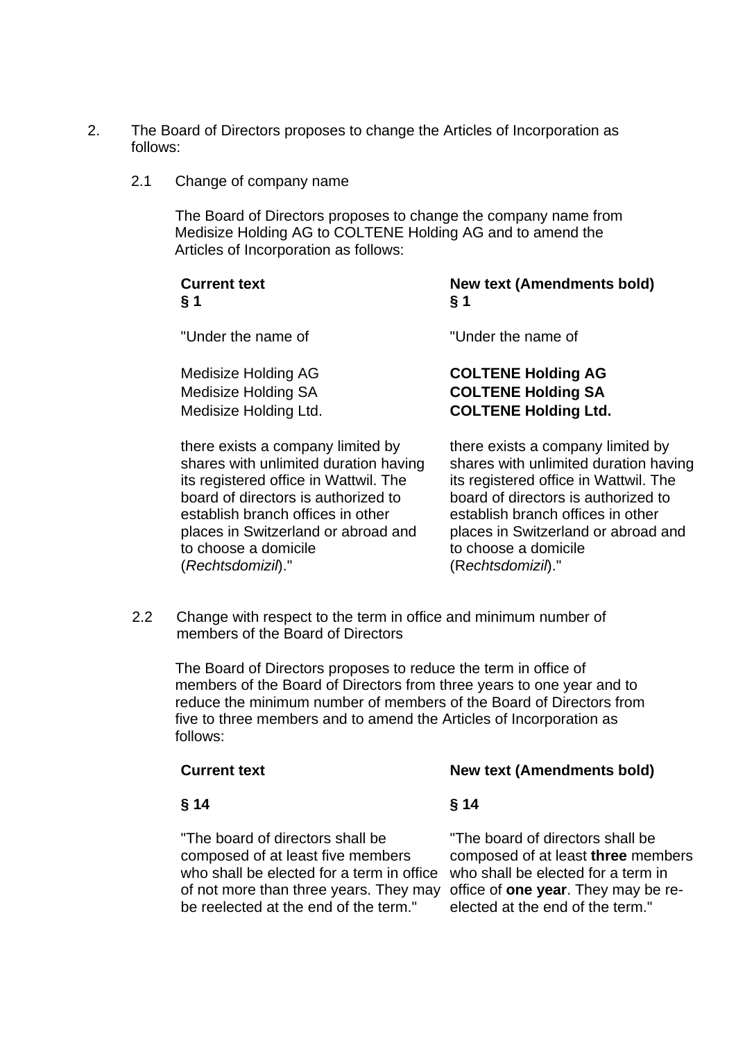2. The Board of Directors proposes to change the Articles of Incorporation as follows:

   2.1 Change of company name

   The Board of Directors proposes to change the company name from Medisize Holding AG to COLTENE Holding AG and to amend the Articles of Incorporation as follows:

| Current text | New text (Amendments bold) |
|---|---|
| **§ 1** | **§ 1** |
| "Under the name of | "Under the name of |
| Medisize Holding AG<br>Medisize Holding SA<br>Medisize Holding Ltd. | **COLTENE Holding AG**<br>**COLTENE Holding SA**<br>**COLTENE Holding Ltd.** |
| there exists a company limited by shares with unlimited duration having its registered office in Wattwil. The board of directors is authorized to establish branch offices in other places in Switzerland or abroad and to choose a domicile (*Rechtsdomizil*)." | there exists a company limited by shares with unlimited duration having its registered office in Wattwil. The board of directors is authorized to establish branch offices in other places in Switzerland or abroad and to choose a domicile (R*echtsdomizil*)." |

   2.2 Change with respect to the term in office and minimum number of members of the Board of Directors

   The Board of Directors proposes to reduce the term in office of members of the Board of Directors from three years to one year and to reduce the minimum number of members of the Board of Directors from five to three members and to amend the Articles of Incorporation as follows:

| Current text | New text (Amendments bold) |
|---|---|
| **§ 14** | **§ 14** |
| "The board of directors shall be composed of at least five members who shall be elected for a term in office of not more than three years. They may be reelected at the end of the term." | "The board of directors shall be composed of at least **three** members who shall be elected for a term in office of **one year**. They may be re-elected at the end of the term." |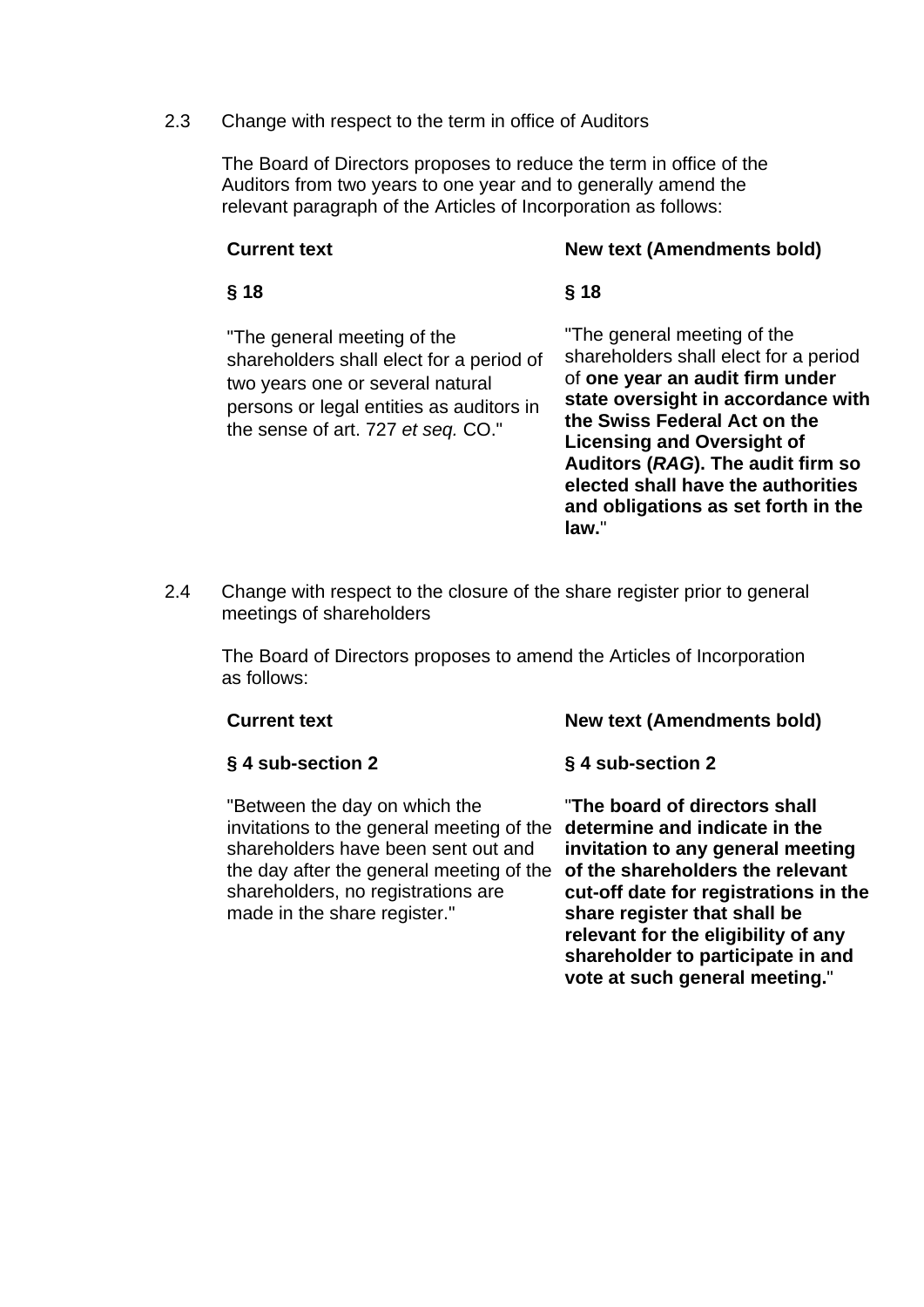2.3 Change with respect to the term in office of Auditors

The Board of Directors proposes to reduce the term in office of the Auditors from two years to one year and to generally amend the relevant paragraph of the Articles of Incorporation as follows:

| Current text | New text (Amendments bold) |
|---|---|
| **§ 18** | **§ 18** |
| "The general meeting of the shareholders shall elect for a period of two years one or several natural persons or legal entities as auditors in the sense of art. 727 *et seq.* CO." | "The general meeting of the shareholders shall elect for a period of **one year an audit firm under state oversight in accordance with the Swiss Federal Act on the Licensing and Oversight of Auditors (*RAG*). The audit firm so elected shall have the authorities and obligations as set forth in the law.**" |

2.4 Change with respect to the closure of the share register prior to general meetings of shareholders

The Board of Directors proposes to amend the Articles of Incorporation as follows:

| Current text | New text (Amendments bold) |
|---|---|
| **§ 4 sub-section 2** | **§ 4 sub-section 2** |
| "Between the day on which the invitations to the general meeting of the shareholders have been sent out and the day after the general meeting of the shareholders, no registrations are made in the share register." | "**The board of directors shall determine and indicate in the invitation to any general meeting of the shareholders the relevant cut-off date for registrations in the share register that shall be relevant for the eligibility of any shareholder to participate in and vote at such general meeting.**" |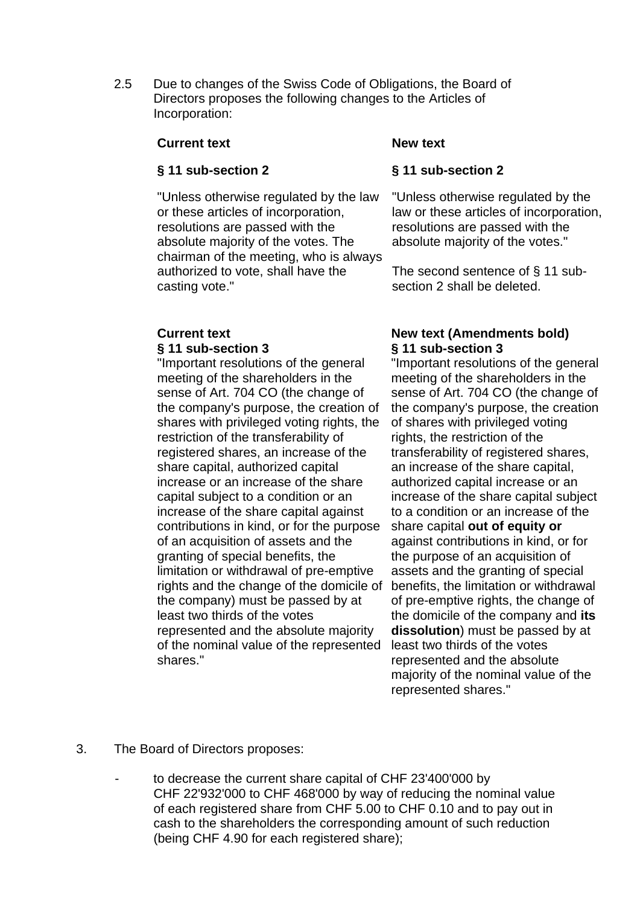2.5 Due to changes of the Swiss Code of Obligations, the Board of Directors proposes the following changes to the Articles of Incorporation:

| **Current text** | **New text** |
|---|---|
| **§ 11 sub-section 2** | **§ 11 sub-section 2** |
| "Unless otherwise regulated by the law or these articles of incorporation, resolutions are passed with the absolute majority of the votes. The chairman of the meeting, who is always authorized to vote, shall have the casting vote." | "Unless otherwise regulated by the law or these articles of incorporation, resolutions are passed with the absolute majority of the votes."<br><br>The second sentence of § 11 sub-section 2 shall be deleted. |

| **Current text**<br>**§ 11 sub-section 3** | **New text (Amendments bold)**<br>**§ 11 sub-section 3** |
|---|---|
| "Important resolutions of the general meeting of the shareholders in the sense of Art. 704 CO (the change of the company's purpose, the creation of shares with privileged voting rights, the restriction of the transferability of registered shares, an increase of the share capital, authorized capital increase or an increase of the share capital subject to a condition or an increase of the share capital against contributions in kind, or for the purpose of an acquisition of assets and the granting of special benefits, the limitation or withdrawal of pre-emptive rights and the change of the domicile of the company) must be passed by at least two thirds of the votes represented and the absolute majority of the nominal value of the represented shares." | "Important resolutions of the general meeting of the shareholders in the sense of Art. 704 CO (the change of the company's purpose, the creation of shares with privileged voting rights, the restriction of the transferability of registered shares, an increase of the share capital, authorized capital increase or an increase of the share capital subject to a condition or an increase of the share capital **out of equity or** against contributions in kind, or for the purpose of an acquisition of assets and the granting of special benefits, the limitation or withdrawal of pre-emptive rights, the change of the domicile of the company and **its dissolution**) must be passed by at least two thirds of the votes represented and the absolute majority of the nominal value of the represented shares." |

3. The Board of Directors proposes:

- to decrease the current share capital of CHF 23'400'000 by CHF 22'932'000 to CHF 468'000 by way of reducing the nominal value of each registered share from CHF 5.00 to CHF 0.10 and to pay out in cash to the shareholders the corresponding amount of such reduction (being CHF 4.90 for each registered share);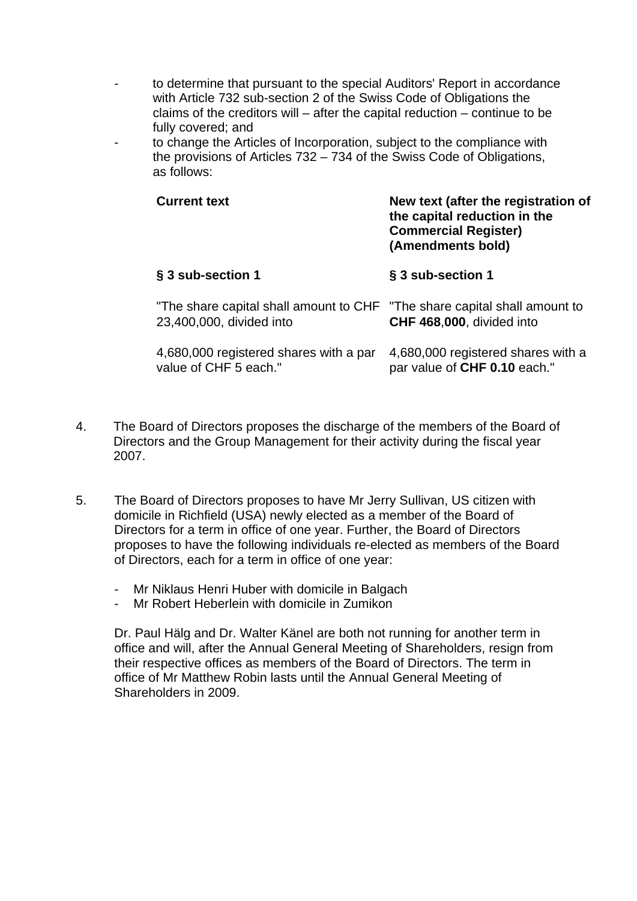- to determine that pursuant to the special Auditors' Report in accordance with Article 732 sub-section 2 of the Swiss Code of Obligations the claims of the creditors will – after the capital reduction – continue to be fully covered; and
- to change the Articles of Incorporation, subject to the compliance with the provisions of Articles 732 – 734 of the Swiss Code of Obligations, as follows:

| **Current text** | **New text (after the registration of the capital reduction in the Commercial Register) (Amendments bold)** |
|---|---|
| **§ 3 sub-section 1** | **§ 3 sub-section 1** |
| "The share capital shall amount to CHF 23,400,000, divided into | "The share capital shall amount to **CHF 468**,**000**, divided into |
| 4,680,000 registered shares with a par value of CHF 5 each." | 4,680,000 registered shares with a par value of **CHF 0.10** each." |

4. The Board of Directors proposes the discharge of the members of the Board of Directors and the Group Management for their activity during the fiscal year 2007.

5. The Board of Directors proposes to have Mr Jerry Sullivan, US citizen with domicile in Richfield (USA) newly elected as a member of the Board of Directors for a term in office of one year. Further, the Board of Directors proposes to have the following individuals re-elected as members of the Board of Directors, each for a term in office of one year:

   - Mr Niklaus Henri Huber with domicile in Balgach
   - Mr Robert Heberlein with domicile in Zumikon

   Dr. Paul Hälg and Dr. Walter Känel are both not running for another term in office and will, after the Annual General Meeting of Shareholders, resign from their respective offices as members of the Board of Directors. The term in office of Mr Matthew Robin lasts until the Annual General Meeting of Shareholders in 2009.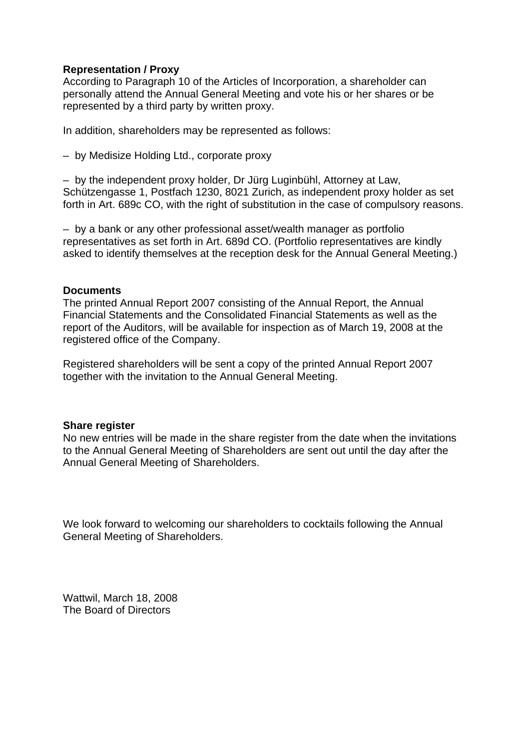**Representation / Proxy**
According to Paragraph 10 of the Articles of Incorporation, a shareholder can personally attend the Annual General Meeting and vote his or her shares or be represented by a third party by written proxy.

In addition, shareholders may be represented as follows:

– by Medisize Holding Ltd., corporate proxy

– by the independent proxy holder, Dr Jürg Luginbühl, Attorney at Law, Schützengasse 1, Postfach 1230, 8021 Zurich, as independent proxy holder as set forth in Art. 689c CO, with the right of substitution in the case of compulsory reasons.

– by a bank or any other professional asset/wealth manager as portfolio representatives as set forth in Art. 689d CO. (Portfolio representatives are kindly asked to identify themselves at the reception desk for the Annual General Meeting.)

**Documents**
The printed Annual Report 2007 consisting of the Annual Report, the Annual Financial Statements and the Consolidated Financial Statements as well as the report of the Auditors, will be available for inspection as of March 19, 2008 at the registered office of the Company.

Registered shareholders will be sent a copy of the printed Annual Report 2007 together with the invitation to the Annual General Meeting.

**Share register**
No new entries will be made in the share register from the date when the invitations to the Annual General Meeting of Shareholders are sent out until the day after the Annual General Meeting of Shareholders.

We look forward to welcoming our shareholders to cocktails following the Annual General Meeting of Shareholders.

Wattwil, March 18, 2008
The Board of Directors